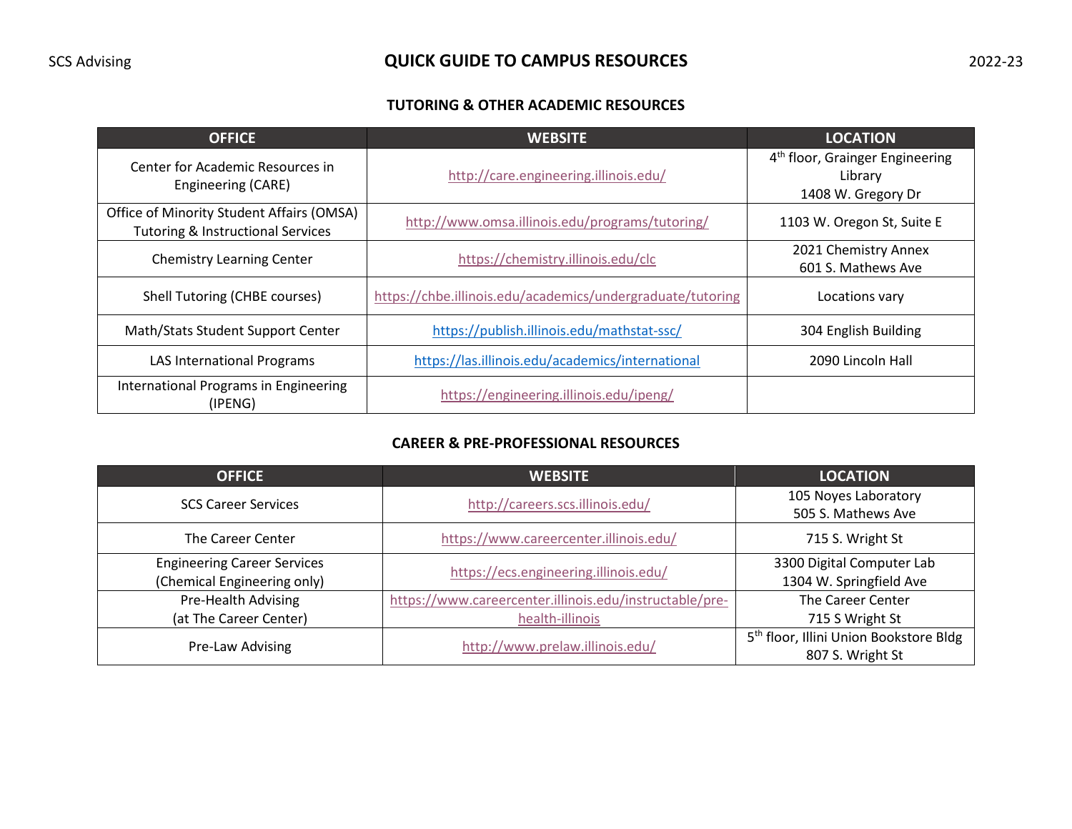SCS Advising | **QUICK GUIDE TO CAMPUS RESOURCES** | 2022-23

# QUICK GUIDE TO CAMPUS RESOURCES

## TUTORING & OTHER ACADEMIC RESOURCES

| OFFICE | WEBSITE | LOCATION |
|---|---|---|
| Center for Academic Resources in Engineering (CARE) | http://care.engineering.illinois.edu/ | 4th floor, Grainger Engineering Library<br>1408 W. Gregory Dr |
| Office of Minority Student Affairs (OMSA) Tutoring & Instructional Services | http://www.omsa.illinois.edu/programs/tutoring/ | 1103 W. Oregon St, Suite E |
| Chemistry Learning Center | https://chemistry.illinois.edu/clc | 2021 Chemistry Annex<br>601 S. Mathews Ave |
| Shell Tutoring (CHBE courses) | https://chbe.illinois.edu/academics/undergraduate/tutoring | Locations vary |
| Math/Stats Student Support Center | https://publish.illinois.edu/mathstat-ssc/ | 304 English Building |
| LAS International Programs | https://las.illinois.edu/academics/international | 2090 Lincoln Hall |
| International Programs in Engineering (IPENG) | https://engineering.illinois.edu/ipeng/ | |

## CAREER & PRE-PROFESSIONAL RESOURCES

| OFFICE | WEBSITE | LOCATION |
|---|---|---|
| SCS Career Services | http://careers.scs.illinois.edu/ | 105 Noyes Laboratory<br>505 S. Mathews Ave |
| The Career Center | https://www.careercenter.illinois.edu/ | 715 S. Wright St |
| Engineering Career Services (Chemical Engineering only) | https://ecs.engineering.illinois.edu/ | 3300 Digital Computer Lab<br>1304 W. Springfield Ave |
| Pre-Health Advising (at The Career Center) | https://www.careercenter.illinois.edu/instructable/pre-health-illinois | The Career Center<br>715 S Wright St |
| Pre-Law Advising | http://www.prelaw.illinois.edu/ | 5th floor, Illini Union Bookstore Bldg<br>807 S. Wright St |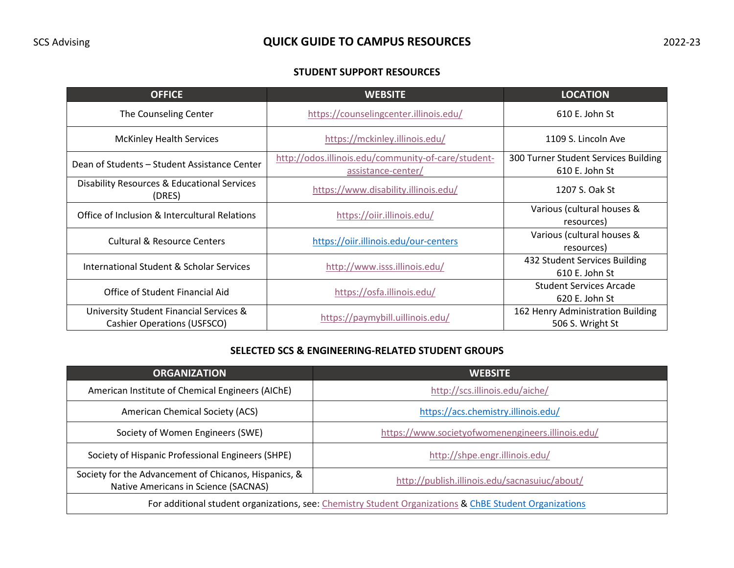SCS Advising

# QUICK GUIDE TO CAMPUS RESOURCES

2022-23

## STUDENT SUPPORT RESOURCES

| OFFICE | WEBSITE | LOCATION |
|---|---|---|
| The Counseling Center | https://counselingcenter.illinois.edu/ | 610 E. John St |
| McKinley Health Services | https://mckinley.illinois.edu/ | 1109 S. Lincoln Ave |
| Dean of Students – Student Assistance Center | http://odos.illinois.edu/community-of-care/student-assistance-center/ | 300 Turner Student Services Building 610 E. John St |
| Disability Resources & Educational Services (DRES) | https://www.disability.illinois.edu/ | 1207 S. Oak St |
| Office of Inclusion & Intercultural Relations | https://oiir.illinois.edu/ | Various (cultural houses & resources) |
| Cultural & Resource Centers | https://oiir.illinois.edu/our-centers | Various (cultural houses & resources) |
| International Student & Scholar Services | http://www.isss.illinois.edu/ | 432 Student Services Building 610 E. John St |
| Office of Student Financial Aid | https://osfa.illinois.edu/ | Student Services Arcade 620 E. John St |
| University Student Financial Services & Cashier Operations (USFSCO) | https://paymybill.uillinois.edu/ | 162 Henry Administration Building 506 S. Wright St |

## SELECTED SCS & ENGINEERING-RELATED STUDENT GROUPS

| ORGANIZATION | WEBSITE |
|---|---|
| American Institute of Chemical Engineers (AIChE) | http://scs.illinois.edu/aiche/ |
| American Chemical Society (ACS) | https://acs.chemistry.illinois.edu/ |
| Society of Women Engineers (SWE) | https://www.societyofwomenengineers.illinois.edu/ |
| Society of Hispanic Professional Engineers (SHPE) | http://shpe.engr.illinois.edu/ |
| Society for the Advancement of Chicanos, Hispanics, & Native Americans in Science (SACNAS) | http://publish.illinois.edu/sacnasuiuc/about/ |
| For additional student organizations, see: Chemistry Student Organizations & ChBE Student Organizations | |